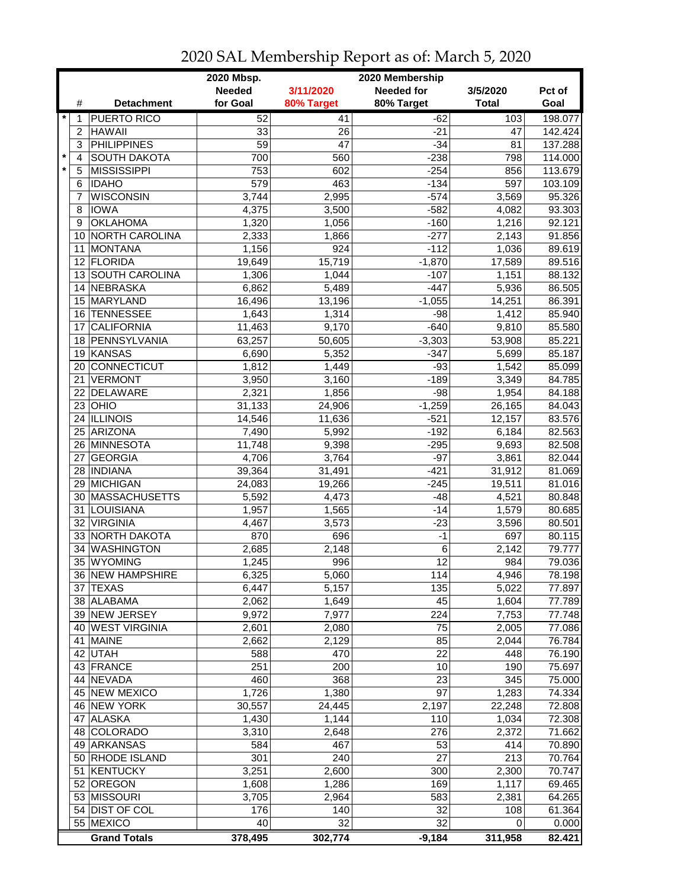# 2020 SAL Membership Report as of: March 5, 2020

| | # | Detachment | 2020 Mbsp. Needed for Goal | 3/11/2020 80% Target | 2020 Membership Needed for 80% Target | 3/5/2020 Total | Pct of Goal |
|---|---|---|---|---|---|---|---|
| * | 1 | PUERTO RICO | 52 | 41 | -62 | 103 | 198.077 |
| | 2 | HAWAII | 33 | 26 | -21 | 47 | 142.424 |
| | 3 | PHILIPPINES | 59 | 47 | -34 | 81 | 137.288 |
| * | 4 | SOUTH DAKOTA | 700 | 560 | -238 | 798 | 114.000 |
| * | 5 | MISSISSIPPI | 753 | 602 | -254 | 856 | 113.679 |
| | 6 | IDAHO | 579 | 463 | -134 | 597 | 103.109 |
| | 7 | WISCONSIN | 3,744 | 2,995 | -574 | 3,569 | 95.326 |
| | 8 | IOWA | 4,375 | 3,500 | -582 | 4,082 | 93.303 |
| | 9 | OKLAHOMA | 1,320 | 1,056 | -160 | 1,216 | 92.121 |
| | 10 | NORTH CAROLINA | 2,333 | 1,866 | -277 | 2,143 | 91.856 |
| | 11 | MONTANA | 1,156 | 924 | -112 | 1,036 | 89.619 |
| | 12 | FLORIDA | 19,649 | 15,719 | -1,870 | 17,589 | 89.516 |
| | 13 | SOUTH CAROLINA | 1,306 | 1,044 | -107 | 1,151 | 88.132 |
| | 14 | NEBRASKA | 6,862 | 5,489 | -447 | 5,936 | 86.505 |
| | 15 | MARYLAND | 16,496 | 13,196 | -1,055 | 14,251 | 86.391 |
| | 16 | TENNESSEE | 1,643 | 1,314 | -98 | 1,412 | 85.940 |
| | 17 | CALIFORNIA | 11,463 | 9,170 | -640 | 9,810 | 85.580 |
| | 18 | PENNSYLVANIA | 63,257 | 50,605 | -3,303 | 53,908 | 85.221 |
| | 19 | KANSAS | 6,690 | 5,352 | -347 | 5,699 | 85.187 |
| | 20 | CONNECTICUT | 1,812 | 1,449 | -93 | 1,542 | 85.099 |
| | 21 | VERMONT | 3,950 | 3,160 | -189 | 3,349 | 84.785 |
| | 22 | DELAWARE | 2,321 | 1,856 | -98 | 1,954 | 84.188 |
| | 23 | OHIO | 31,133 | 24,906 | -1,259 | 26,165 | 84.043 |
| | 24 | ILLINOIS | 14,546 | 11,636 | -521 | 12,157 | 83.576 |
| | 25 | ARIZONA | 7,490 | 5,992 | -192 | 6,184 | 82.563 |
| | 26 | MINNESOTA | 11,748 | 9,398 | -295 | 9,693 | 82.508 |
| | 27 | GEORGIA | 4,706 | 3,764 | -97 | 3,861 | 82.044 |
| | 28 | INDIANA | 39,364 | 31,491 | -421 | 31,912 | 81.069 |
| | 29 | MICHIGAN | 24,083 | 19,266 | -245 | 19,511 | 81.016 |
| | 30 | MASSACHUSETTS | 5,592 | 4,473 | -48 | 4,521 | 80.848 |
| | 31 | LOUISIANA | 1,957 | 1,565 | -14 | 1,579 | 80.685 |
| | 32 | VIRGINIA | 4,467 | 3,573 | -23 | 3,596 | 80.501 |
| | 33 | NORTH DAKOTA | 870 | 696 | -1 | 697 | 80.115 |
| | 34 | WASHINGTON | 2,685 | 2,148 | 6 | 2,142 | 79.777 |
| | 35 | WYOMING | 1,245 | 996 | 12 | 984 | 79.036 |
| | 36 | NEW HAMPSHIRE | 6,325 | 5,060 | 114 | 4,946 | 78.198 |
| | 37 | TEXAS | 6,447 | 5,157 | 135 | 5,022 | 77.897 |
| | 38 | ALABAMA | 2,062 | 1,649 | 45 | 1,604 | 77.789 |
| | 39 | NEW JERSEY | 9,972 | 7,977 | 224 | 7,753 | 77.748 |
| | 40 | WEST VIRGINIA | 2,601 | 2,080 | 75 | 2,005 | 77.086 |
| | 41 | MAINE | 2,662 | 2,129 | 85 | 2,044 | 76.784 |
| | 42 | UTAH | 588 | 470 | 22 | 448 | 76.190 |
| | 43 | FRANCE | 251 | 200 | 10 | 190 | 75.697 |
| | 44 | NEVADA | 460 | 368 | 23 | 345 | 75.000 |
| | 45 | NEW MEXICO | 1,726 | 1,380 | 97 | 1,283 | 74.334 |
| | 46 | NEW YORK | 30,557 | 24,445 | 2,197 | 22,248 | 72.808 |
| | 47 | ALASKA | 1,430 | 1,144 | 110 | 1,034 | 72.308 |
| | 48 | COLORADO | 3,310 | 2,648 | 276 | 2,372 | 71.662 |
| | 49 | ARKANSAS | 584 | 467 | 53 | 414 | 70.890 |
| | 50 | RHODE ISLAND | 301 | 240 | 27 | 213 | 70.764 |
| | 51 | KENTUCKY | 3,251 | 2,600 | 300 | 2,300 | 70.747 |
| | 52 | OREGON | 1,608 | 1,286 | 169 | 1,117 | 69.465 |
| | 53 | MISSOURI | 3,705 | 2,964 | 583 | 2,381 | 64.265 |
| | 54 | DIST OF COL | 176 | 140 | 32 | 108 | 61.364 |
| | 55 | MEXICO | 40 | 32 | 32 | 0 | 0.000 |
| | | **Grand Totals** | **378,495** | **302,774** | **-9,184** | **311,958** | **82.421** |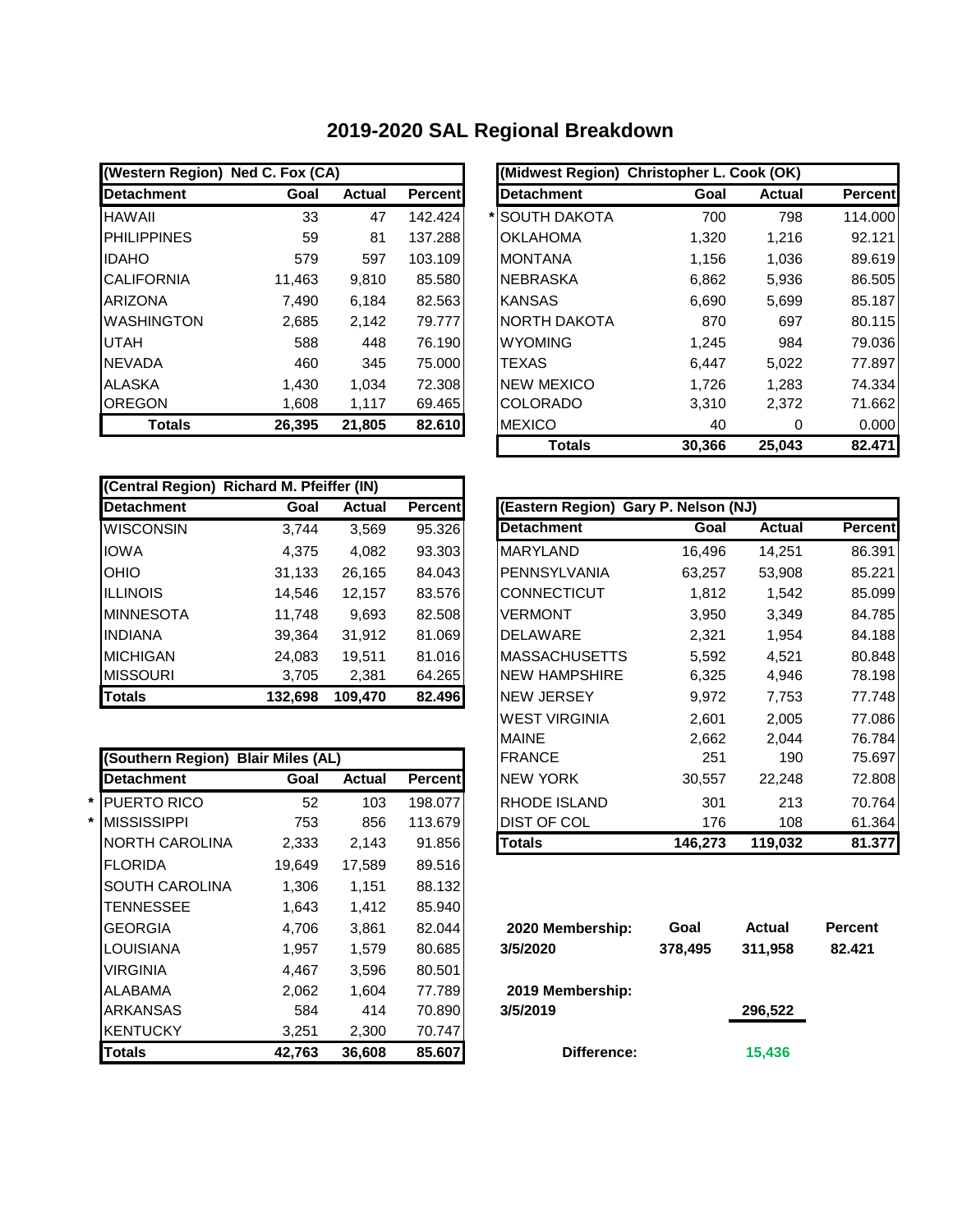# 2019-2020 SAL Regional Breakdown

| (Western Region) Ned C. Fox (CA) | | | |
|---|---|---|---|
| **Detachment** | **Goal** | **Actual** | **Percent** |
| HAWAII | 33 | 47 | 142.424 |
| PHILIPPINES | 59 | 81 | 137.288 |
| IDAHO | 579 | 597 | 103.109 |
| CALIFORNIA | 11,463 | 9,810 | 85.580 |
| ARIZONA | 7,490 | 6,184 | 82.563 |
| WASHINGTON | 2,685 | 2,142 | 79.777 |
| UTAH | 588 | 448 | 76.190 |
| NEVADA | 460 | 345 | 75.000 |
| ALASKA | 1,430 | 1,034 | 72.308 |
| OREGON | 1,608 | 1,117 | 69.465 |
| **Totals** | **26,395** | **21,805** | **82.610** |

| (Midwest Region) Christopher L. Cook (OK) | | | |
|---|---|---|---|
| **Detachment** | **Goal** | **Actual** | **Percent** |
| * SOUTH DAKOTA | 700 | 798 | 114.000 |
| OKLAHOMA | 1,320 | 1,216 | 92.121 |
| MONTANA | 1,156 | 1,036 | 89.619 |
| NEBRASKA | 6,862 | 5,936 | 86.505 |
| KANSAS | 6,690 | 5,699 | 85.187 |
| NORTH DAKOTA | 870 | 697 | 80.115 |
| WYOMING | 1,245 | 984 | 79.036 |
| TEXAS | 6,447 | 5,022 | 77.897 |
| NEW MEXICO | 1,726 | 1,283 | 74.334 |
| COLORADO | 3,310 | 2,372 | 71.662 |
| MEXICO | 40 | 0 | 0.000 |
| **Totals** | **30,366** | **25,043** | **82.471** |

| (Central Region) Richard M. Pfeiffer (IN) | | | |
|---|---|---|---|
| **Detachment** | **Goal** | **Actual** | **Percent** |
| WISCONSIN | 3,744 | 3,569 | 95.326 |
| IOWA | 4,375 | 4,082 | 93.303 |
| OHIO | 31,133 | 26,165 | 84.043 |
| ILLINOIS | 14,546 | 12,157 | 83.576 |
| MINNESOTA | 11,748 | 9,693 | 82.508 |
| INDIANA | 39,364 | 31,912 | 81.069 |
| MICHIGAN | 24,083 | 19,511 | 81.016 |
| MISSOURI | 3,705 | 2,381 | 64.265 |
| **Totals** | **132,698** | **109,470** | **82.496** |

| (Eastern Region) Gary P. Nelson (NJ) | | | |
|---|---|---|---|
| **Detachment** | **Goal** | **Actual** | **Percent** |
| MARYLAND | 16,496 | 14,251 | 86.391 |
| PENNSYLVANIA | 63,257 | 53,908 | 85.221 |
| CONNECTICUT | 1,812 | 1,542 | 85.099 |
| VERMONT | 3,950 | 3,349 | 84.785 |
| DELAWARE | 2,321 | 1,954 | 84.188 |
| MASSACHUSETTS | 5,592 | 4,521 | 80.848 |
| NEW HAMPSHIRE | 6,325 | 4,946 | 78.198 |
| NEW JERSEY | 9,972 | 7,753 | 77.748 |
| WEST VIRGINIA | 2,601 | 2,005 | 77.086 |
| MAINE | 2,662 | 2,044 | 76.784 |
| FRANCE | 251 | 190 | 75.697 |
| NEW YORK | 30,557 | 22,248 | 72.808 |
| RHODE ISLAND | 301 | 213 | 70.764 |
| DIST OF COL | 176 | 108 | 61.364 |
| **Totals** | **146,273** | **119,032** | **81.377** |

| (Southern Region) Blair Miles (AL) | | | |
|---|---|---|---|
| **Detachment** | **Goal** | **Actual** | **Percent** |
| * PUERTO RICO | 52 | 103 | 198.077 |
| * MISSISSIPPI | 753 | 856 | 113.679 |
| NORTH CAROLINA | 2,333 | 2,143 | 91.856 |
| FLORIDA | 19,649 | 17,589 | 89.516 |
| SOUTH CAROLINA | 1,306 | 1,151 | 88.132 |
| TENNESSEE | 1,643 | 1,412 | 85.940 |
| GEORGIA | 4,706 | 3,861 | 82.044 |
| LOUISIANA | 1,957 | 1,579 | 80.685 |
| VIRGINIA | 4,467 | 3,596 | 80.501 |
| ALABAMA | 2,062 | 1,604 | 77.789 |
| ARKANSAS | 584 | 414 | 70.890 |
| KENTUCKY | 3,251 | 2,300 | 70.747 |
| **Totals** | **42,763** | **36,608** | **85.607** |

| | **Goal** | **Actual** | **Percent** |
|---|---|---|---|
| **2020 Membership: 3/5/2020** | **378,495** | **311,958** | **82.421** |
| **2019 Membership: 3/5/2019** | | **296,522** | |
| **Difference:** | | **15,436** | |